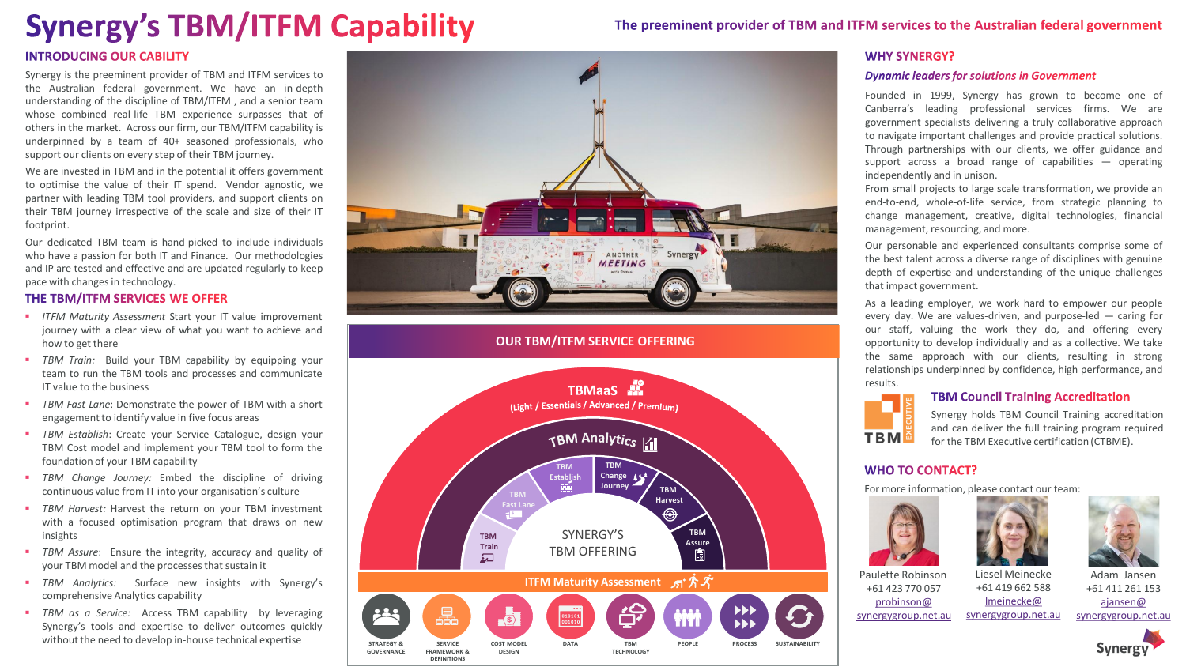# Synergy's TBM/ITFM Capability

**The preeminent provider of TBM and ITFM services to the Australian federal government**

## INTRODUCING OUR CABILITY

Synergy is the preeminent provider of TBM and ITFM services to the Australian federal government. We have an in-depth understanding of the discipline of TBM/ITFM , and a senior team whose combined real-life TBM experience surpasses that of others in the market. Across our firm, our TBM/ITFM capability is underpinned by a team of 40+ seasoned professionals, who support our clients on every step of their TBM journey.

We are invested in TBM and in the potential it offers government to optimise the value of their IT spend. Vendor agnostic, we partner with leading TBM tool providers, and support clients on their TBM journey irrespective of the scale and size of their IT footprint.

Our dedicated TBM team is hand-picked to include individuals who have a passion for both IT and Finance. Our methodologies and IP are tested and effective and are updated regularly to keep pace with changes in technology.

## THE TBM/ITFM SERVICES WE OFFER

- *ITFM Maturity Assessment* Start your IT value improvement journey with a clear view of what you want to achieve and how to get there
- *TBM Train:* Build your TBM capability by equipping your team to run the TBM tools and processes and communicate IT value to the business
- *TBM Fast Lane*: Demonstrate the power of TBM with a short engagement to identify value in five focus areas
- *TBM Establish*: Create your Service Catalogue, design your TBM Cost model and implement your TBM tool to form the foundation of your TBM capability
- *TBM Change Journey:* Embed the discipline of driving continuous value from IT into your organisation's culture
- *TBM Harvest:* Harvest the return on your TBM investment with a focused optimisation program that draws on new insights
- *TBM Assure*: Ensure the integrity, accuracy and quality of your TBM model and the processes that sustain it
- *TBM Analytics:* Surface new insights with Synergy's comprehensive Analytics capability
- *TBM as a Service:* Access TBM capability by leveraging Synergy's tools and expertise to deliver outcomes quickly without the need to develop in-house technical expertise

## OUR TBM/ITFM SERVICE OFFERING

TBMaaS (Light / Essentials / Advanced / Premium)

TBM Analytics

TBM Train · TBM Fast Lane · TBM Establish · TBM Change Journey · TBM Harvest · TBM Assure

SYNERGY'S TBM OFFERING

ITFM Maturity Assessment

STRATEGY & GOVERNANCE · SERVICE FRAMEWORK & DEFINITIONS · COST MODEL DESIGN · DATA · TBM TECHNOLOGY · PEOPLE · PROCESS · SUSTAINABILITY

## WHY SYNERGY?

***Dynamic leaders for solutions in Government***

Founded in 1999, Synergy has grown to become one of Canberra's leading professional services firms. We are government specialists delivering a truly collaborative approach to navigate important challenges and provide practical solutions. Through partnerships with our clients, we offer guidance and support across a broad range of capabilities — operating independently and in unison.

From small projects to large scale transformation, we provide an end-to-end, whole-of-life service, from strategic planning to change management, creative, digital technologies, financial management, resourcing, and more.

Our personable and experienced consultants comprise some of the best talent across a diverse range of disciplines with genuine depth of expertise and understanding of the unique challenges that impact government.

As a leading employer, we work hard to empower our people every day. We are values-driven, and purpose-led — caring for our staff, valuing the work they do, and offering every opportunity to develop individually and as a collective. We take the same approach with our clients, resulting in strong relationships underpinned by confidence, high performance, and results.

### TBM Council Training Accreditation

Synergy holds TBM Council Training accreditation and can deliver the full training program required for the TBM Executive certification (CTBME).

## WHO TO CONTACT?

For more information, please contact our team:

Paulette Robinson
+61 423 770 057
probinson@synergygroup.net.au

Liesel Meinecke
+61 419 662 588
lmeinecke@synergygroup.net.au

Adam Jansen
+61 411 261 153
ajansen@synergygroup.net.au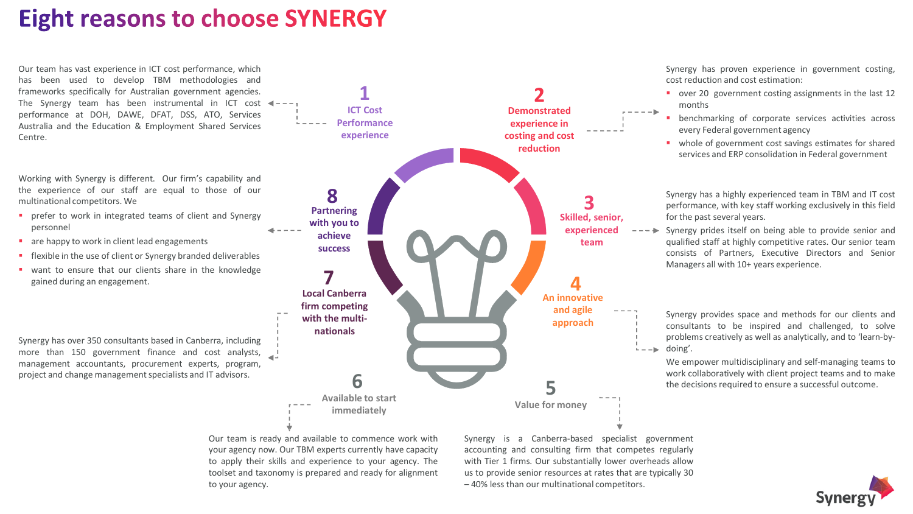# Eight reasons to choose SYNERGY

## 1 ICT Cost Performance experience

Our team has vast experience in ICT cost performance, which has been used to develop TBM methodologies and frameworks specifically for Australian government agencies. The Synergy team has been instrumental in ICT cost performance at DOH, DAWE, DFAT, DSS, ATO, Services Australia and the Education & Employment Shared Services Centre.

## 2 Demonstrated experience in costing and cost reduction

Synergy has proven experience in government costing, cost reduction and cost estimation:

- over 20 government costing assignments in the last 12 months
- benchmarking of corporate services activities across every Federal government agency
- whole of government cost savings estimates for shared services and ERP consolidation in Federal government

## 3 Skilled, senior, experienced team

Synergy has a highly experienced team in TBM and IT cost performance, with key staff working exclusively in this field for the past several years.

Synergy prides itself on being able to provide senior and qualified staff at highly competitive rates. Our senior team consists of Partners, Executive Directors and Senior Managers all with 10+ years experience.

## 4 An innovative and agile approach

Synergy provides space and methods for our clients and consultants to be inspired and challenged, to solve problems creatively as well as analytically, and to 'learn-by-doing'.

We empower multidisciplinary and self-managing teams to work collaboratively with client project teams and to make the decisions required to ensure a successful outcome.

## 5 Value for money

Synergy is a Canberra-based specialist government accounting and consulting firm that competes regularly with Tier 1 firms. Our substantially lower overheads allow us to provide senior resources at rates that are typically 30 – 40% less than our multinational competitors.

## 6 Available to start immediately

Our team is ready and available to commence work with your agency now. Our TBM experts currently have capacity to apply their skills and experience to your agency. The toolset and taxonomy is prepared and ready for alignment to your agency.

## 7 Local Canberra firm competing with the multi-nationals

Synergy has over 350 consultants based in Canberra, including more than 150 government finance and cost analysts, management accountants, procurement experts, program, project and change management specialists and IT advisors.

## 8 Partnering with you to achieve success

Working with Synergy is different. Our firm's capability and the experience of our staff are equal to those of our multinational competitors. We

- prefer to work in integrated teams of client and Synergy personnel
- are happy to work in client lead engagements
- flexible in the use of client or Synergy branded deliverables
- want to ensure that our clients share in the knowledge gained during an engagement.

Synergy